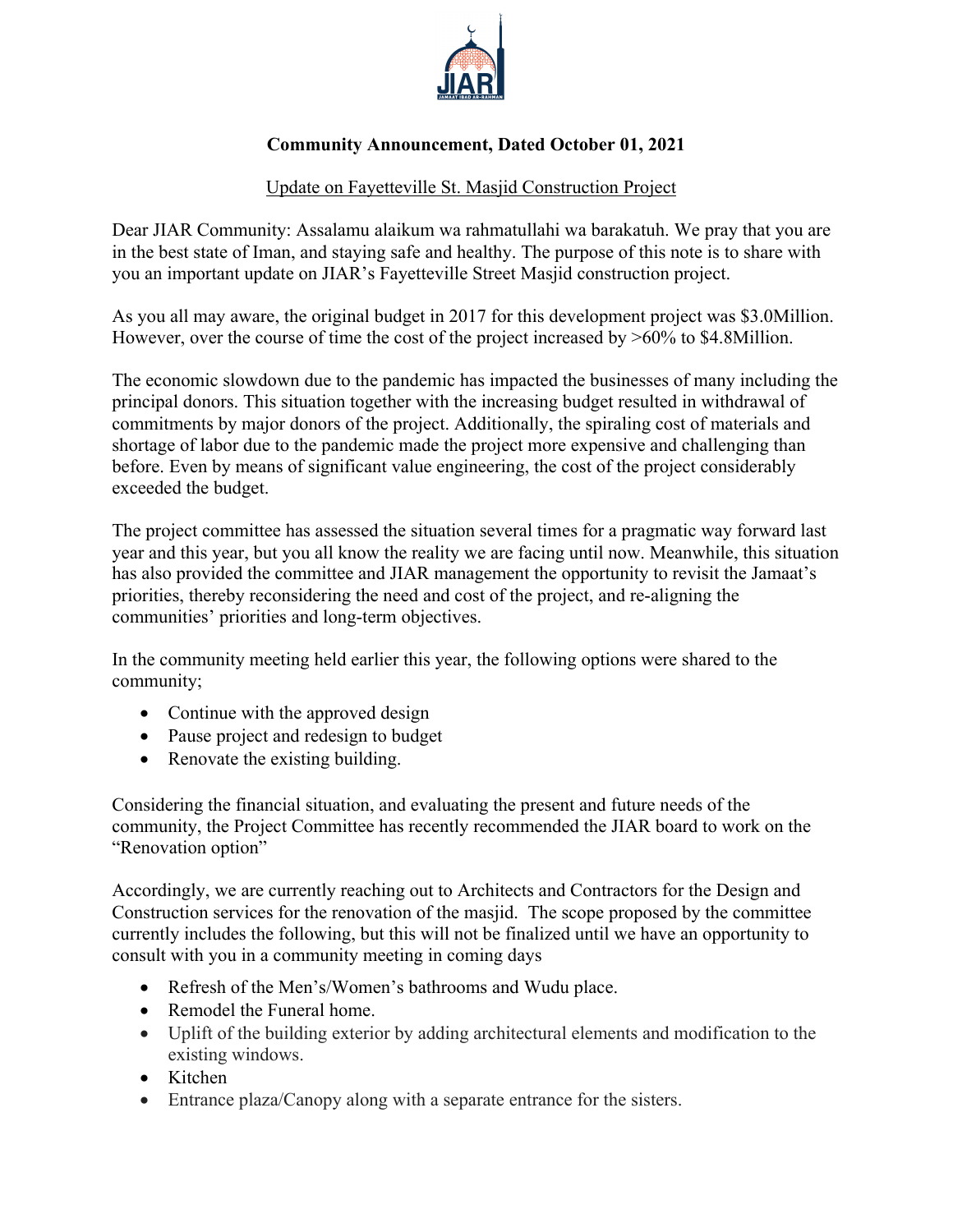**Community Announcement, Dated October 01, 2021**

Update on Fayetteville St. Masjid Construction Project

Dear JIAR Community: Assalamu alaikum wa rahmatullahi wa barakatuh. We pray that you are in the best state of Iman, and staying safe and healthy. The purpose of this note is to share with you an important update on JIAR's Fayetteville Street Masjid construction project.

As you all may aware, the original budget in 2017 for this development project was $3.0Million. However, over the course of time the cost of the project increased by >60% to $4.8Million.

The economic slowdown due to the pandemic has impacted the businesses of many including the principal donors. This situation together with the increasing budget resulted in withdrawal of commitments by major donors of the project. Additionally, the spiraling cost of materials and shortage of labor due to the pandemic made the project more expensive and challenging than before. Even by means of significant value engineering, the cost of the project considerably exceeded the budget.

The project committee has assessed the situation several times for a pragmatic way forward last year and this year, but you all know the reality we are facing until now. Meanwhile, this situation has also provided the committee and JIAR management the opportunity to revisit the Jamaat's priorities, thereby reconsidering the need and cost of the project, and re-aligning the communities' priorities and long-term objectives.

In the community meeting held earlier this year, the following options were shared to the community;

- Continue with the approved design
- Pause project and redesign to budget
- Renovate the existing building.

Considering the financial situation, and evaluating the present and future needs of the community, the Project Committee has recently recommended the JIAR board to work on the "Renovation option"

Accordingly, we are currently reaching out to Architects and Contractors for the Design and Construction services for the renovation of the masjid. The scope proposed by the committee currently includes the following, but this will not be finalized until we have an opportunity to consult with you in a community meeting in coming days

- Refresh of the Men's/Women's bathrooms and Wudu place.
- Remodel the Funeral home.
- Uplift of the building exterior by adding architectural elements and modification to the existing windows.
- Kitchen
- Entrance plaza/Canopy along with a separate entrance for the sisters.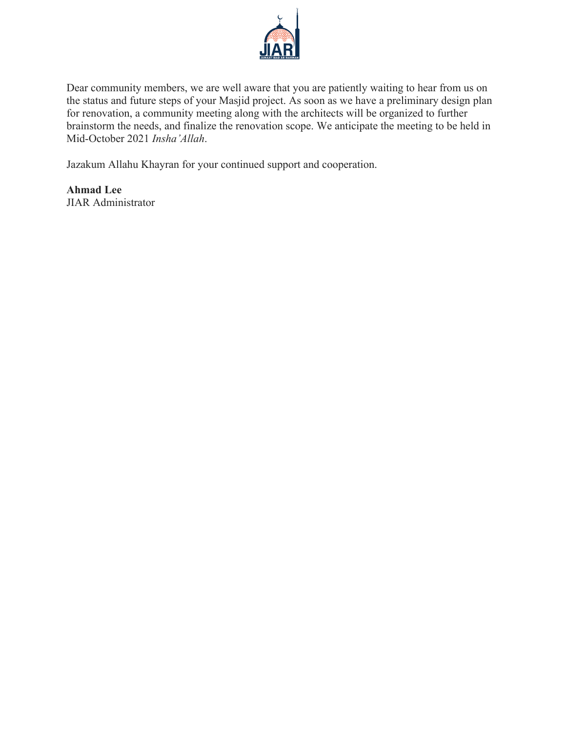Dear community members, we are well aware that you are patiently waiting to hear from us on the status and future steps of your Masjid project. As soon as we have a preliminary design plan for renovation, a community meeting along with the architects will be organized to further brainstorm the needs, and finalize the renovation scope. We anticipate the meeting to be held in Mid-October 2021 *Insha'Allah*.

Jazakum Allahu Khayran for your continued support and cooperation.

**Ahmad Lee**
JIAR Administrator